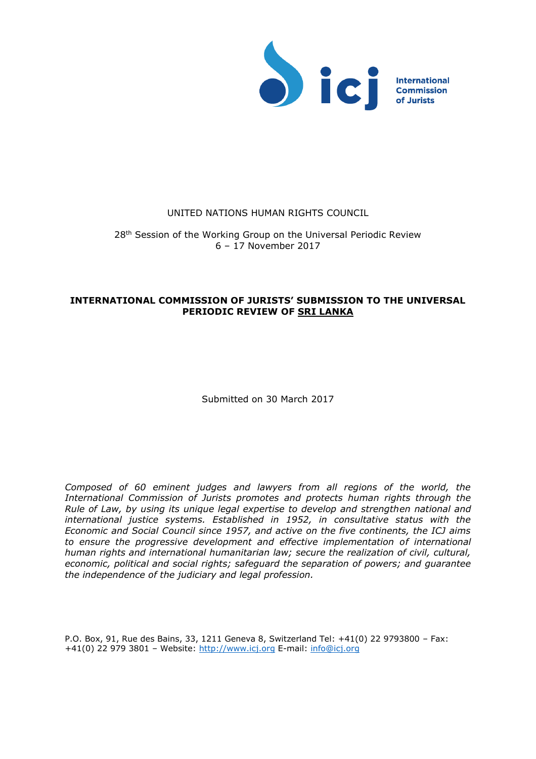icj International Commission of Jurists

UNITED NATIONS HUMAN RIGHTS COUNCIL

28th Session of the Working Group on the Universal Periodic Review
6 – 17 November 2017

**INTERNATIONAL COMMISSION OF JURISTS' SUBMISSION TO THE UNIVERSAL PERIODIC REVIEW OF SRI LANKA**

Submitted on 30 March 2017

*Composed of 60 eminent judges and lawyers from all regions of the world, the International Commission of Jurists promotes and protects human rights through the Rule of Law, by using its unique legal expertise to develop and strengthen national and international justice systems. Established in 1952, in consultative status with the Economic and Social Council since 1957, and active on the five continents, the ICJ aims to ensure the progressive development and effective implementation of international human rights and international humanitarian law; secure the realization of civil, cultural, economic, political and social rights; safeguard the separation of powers; and guarantee the independence of the judiciary and legal profession.*

P.O. Box, 91, Rue des Bains, 33, 1211 Geneva 8, Switzerland Tel: +41(0) 22 9793800 – Fax: +41(0) 22 979 3801 – Website: http://www.icj.org E-mail: info@icj.org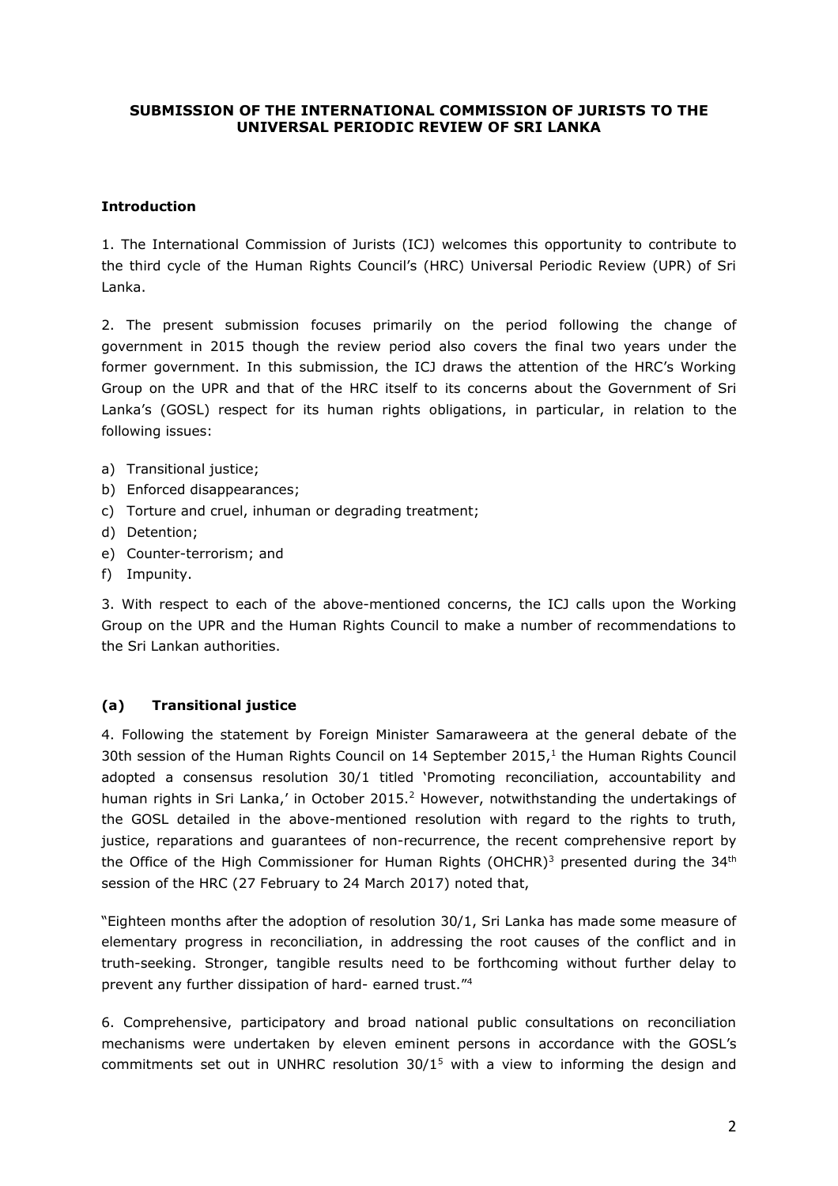**SUBMISSION OF THE INTERNATIONAL COMMISSION OF JURISTS TO THE UNIVERSAL PERIODIC REVIEW OF SRI LANKA**

**Introduction**

1. The International Commission of Jurists (ICJ) welcomes this opportunity to contribute to the third cycle of the Human Rights Council's (HRC) Universal Periodic Review (UPR) of Sri Lanka.

2. The present submission focuses primarily on the period following the change of government in 2015 though the review period also covers the final two years under the former government. In this submission, the ICJ draws the attention of the HRC's Working Group on the UPR and that of the HRC itself to its concerns about the Government of Sri Lanka's (GOSL) respect for its human rights obligations, in particular, in relation to the following issues:

a) Transitional justice;
b) Enforced disappearances;
c) Torture and cruel, inhuman or degrading treatment;
d) Detention;
e) Counter-terrorism; and
f) Impunity.

3. With respect to each of the above-mentioned concerns, the ICJ calls upon the Working Group on the UPR and the Human Rights Council to make a number of recommendations to the Sri Lankan authorities.

**(a) Transitional justice**

4. Following the statement by Foreign Minister Samaraweera at the general debate of the 30th session of the Human Rights Council on 14 September 2015,[1] the Human Rights Council adopted a consensus resolution 30/1 titled 'Promoting reconciliation, accountability and human rights in Sri Lanka,' in October 2015.[2] However, notwithstanding the undertakings of the GOSL detailed in the above-mentioned resolution with regard to the rights to truth, justice, reparations and guarantees of non-recurrence, the recent comprehensive report by the Office of the High Commissioner for Human Rights (OHCHR)[3] presented during the 34th session of the HRC (27 February to 24 March 2017) noted that,

"Eighteen months after the adoption of resolution 30/1, Sri Lanka has made some measure of elementary progress in reconciliation, in addressing the root causes of the conflict and in truth-seeking. Stronger, tangible results need to be forthcoming without further delay to prevent any further dissipation of hard- earned trust."[4]

6. Comprehensive, participatory and broad national public consultations on reconciliation mechanisms were undertaken by eleven eminent persons in accordance with the GOSL's commitments set out in UNHRC resolution 30/1[5] with a view to informing the design and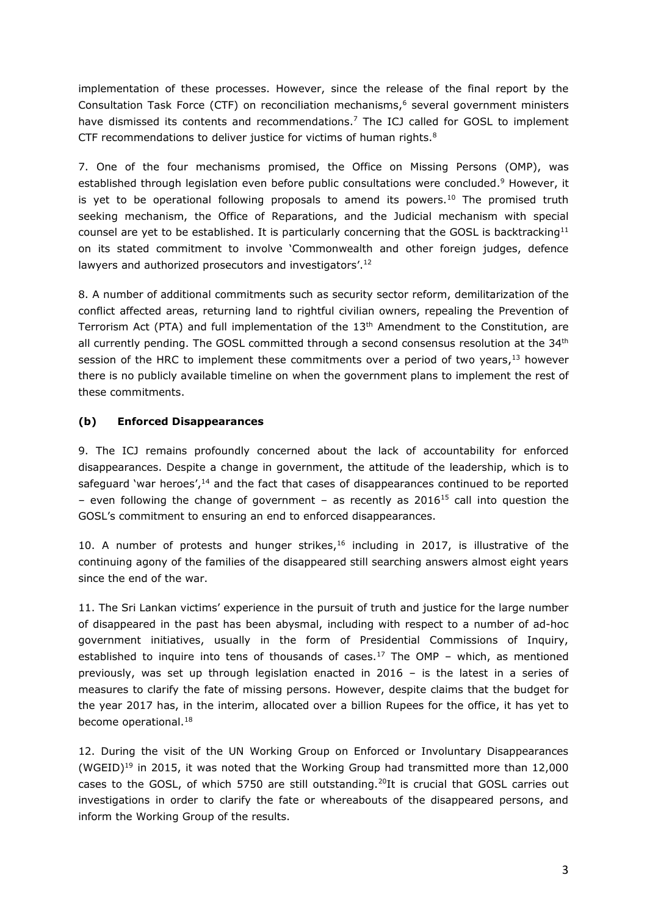implementation of these processes. However, since the release of the final report by the Consultation Task Force (CTF) on reconciliation mechanisms,[6] several government ministers have dismissed its contents and recommendations.[7] The ICJ called for GOSL to implement CTF recommendations to deliver justice for victims of human rights.[8]

7. One of the four mechanisms promised, the Office on Missing Persons (OMP), was established through legislation even before public consultations were concluded.[9] However, it is yet to be operational following proposals to amend its powers.[10] The promised truth seeking mechanism, the Office of Reparations, and the Judicial mechanism with special counsel are yet to be established. It is particularly concerning that the GOSL is backtracking[11] on its stated commitment to involve 'Commonwealth and other foreign judges, defence lawyers and authorized prosecutors and investigators'.[12]

8. A number of additional commitments such as security sector reform, demilitarization of the conflict affected areas, returning land to rightful civilian owners, repealing the Prevention of Terrorism Act (PTA) and full implementation of the 13th Amendment to the Constitution, are all currently pending. The GOSL committed through a second consensus resolution at the 34th session of the HRC to implement these commitments over a period of two years,[13] however there is no publicly available timeline on when the government plans to implement the rest of these commitments.

### (b) Enforced Disappearances

9. The ICJ remains profoundly concerned about the lack of accountability for enforced disappearances. Despite a change in government, the attitude of the leadership, which is to safeguard 'war heroes',[14] and the fact that cases of disappearances continued to be reported – even following the change of government – as recently as 2016[15] call into question the GOSL's commitment to ensuring an end to enforced disappearances.

10. A number of protests and hunger strikes,[16] including in 2017, is illustrative of the continuing agony of the families of the disappeared still searching answers almost eight years since the end of the war.

11. The Sri Lankan victims' experience in the pursuit of truth and justice for the large number of disappeared in the past has been abysmal, including with respect to a number of ad-hoc government initiatives, usually in the form of Presidential Commissions of Inquiry, established to inquire into tens of thousands of cases.[17] The OMP – which, as mentioned previously, was set up through legislation enacted in 2016 – is the latest in a series of measures to clarify the fate of missing persons. However, despite claims that the budget for the year 2017 has, in the interim, allocated over a billion Rupees for the office, it has yet to become operational.[18]

12. During the visit of the UN Working Group on Enforced or Involuntary Disappearances (WGEID)[19] in 2015, it was noted that the Working Group had transmitted more than 12,000 cases to the GOSL, of which 5750 are still outstanding.[20] It is crucial that GOSL carries out investigations in order to clarify the fate or whereabouts of the disappeared persons, and inform the Working Group of the results.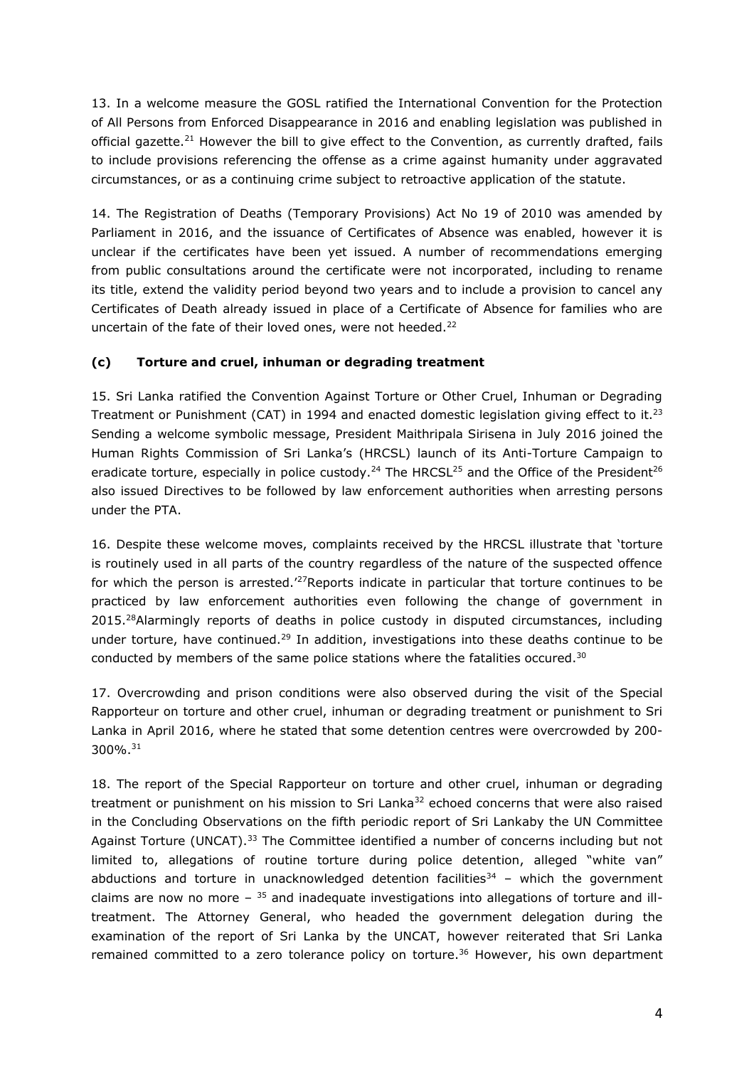13. In a welcome measure the GOSL ratified the International Convention for the Protection of All Persons from Enforced Disappearance in 2016 and enabling legislation was published in official gazette.[21] However the bill to give effect to the Convention, as currently drafted, fails to include provisions referencing the offense as a crime against humanity under aggravated circumstances, or as a continuing crime subject to retroactive application of the statute.

14. The Registration of Deaths (Temporary Provisions) Act No 19 of 2010 was amended by Parliament in 2016, and the issuance of Certificates of Absence was enabled, however it is unclear if the certificates have been yet issued. A number of recommendations emerging from public consultations around the certificate were not incorporated, including to rename its title, extend the validity period beyond two years and to include a provision to cancel any Certificates of Death already issued in place of a Certificate of Absence for families who are uncertain of the fate of their loved ones, were not heeded.[22]

### (c) Torture and cruel, inhuman or degrading treatment

15. Sri Lanka ratified the Convention Against Torture or Other Cruel, Inhuman or Degrading Treatment or Punishment (CAT) in 1994 and enacted domestic legislation giving effect to it.[23] Sending a welcome symbolic message, President Maithripala Sirisena in July 2016 joined the Human Rights Commission of Sri Lanka's (HRCSL) launch of its Anti-Torture Campaign to eradicate torture, especially in police custody.[24] The HRCSL[25] and the Office of the President[26] also issued Directives to be followed by law enforcement authorities when arresting persons under the PTA.

16. Despite these welcome moves, complaints received by the HRCSL illustrate that 'torture is routinely used in all parts of the country regardless of the nature of the suspected offence for which the person is arrested.'[27]Reports indicate in particular that torture continues to be practiced by law enforcement authorities even following the change of government in 2015.[28]Alarmingly reports of deaths in police custody in disputed circumstances, including under torture, have continued.[29] In addition, investigations into these deaths continue to be conducted by members of the same police stations where the fatalities occured.[30]

17. Overcrowding and prison conditions were also observed during the visit of the Special Rapporteur on torture and other cruel, inhuman or degrading treatment or punishment to Sri Lanka in April 2016, where he stated that some detention centres were overcrowded by 200-300%.[31]

18. The report of the Special Rapporteur on torture and other cruel, inhuman or degrading treatment or punishment on his mission to Sri Lanka[32] echoed concerns that were also raised in the Concluding Observations on the fifth periodic report of Sri Lankaby the UN Committee Against Torture (UNCAT).[33] The Committee identified a number of concerns including but not limited to, allegations of routine torture during police detention, alleged "white van" abductions and torture in unacknowledged detention facilities[34] – which the government claims are now no more – [35] and inadequate investigations into allegations of torture and ill-treatment. The Attorney General, who headed the government delegation during the examination of the report of Sri Lanka by the UNCAT, however reiterated that Sri Lanka remained committed to a zero tolerance policy on torture.[36] However, his own department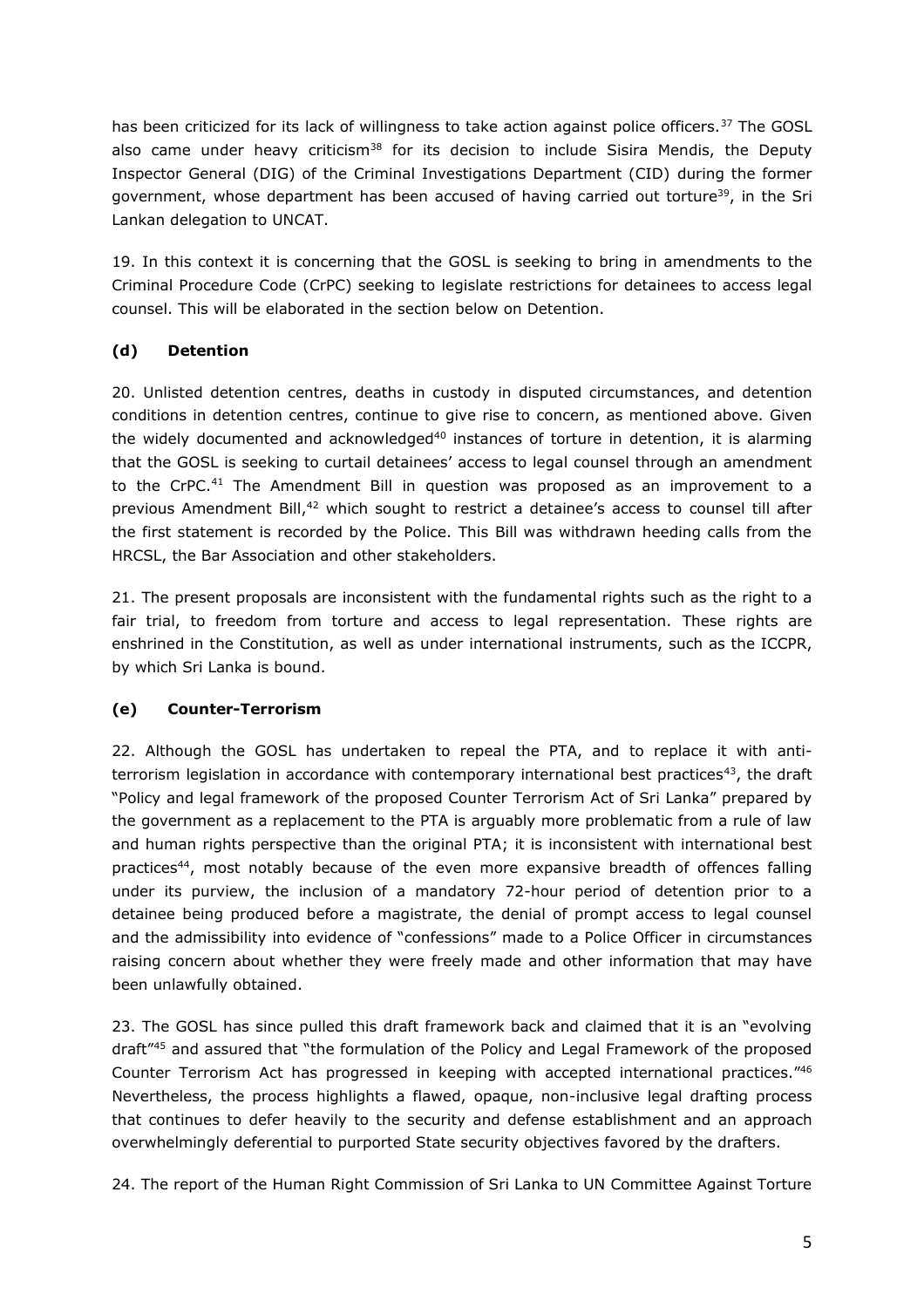has been criticized for its lack of willingness to take action against police officers.[37] The GOSL also came under heavy criticism[38] for its decision to include Sisira Mendis, the Deputy Inspector General (DIG) of the Criminal Investigations Department (CID) during the former government, whose department has been accused of having carried out torture[39], in the Sri Lankan delegation to UNCAT.

19. In this context it is concerning that the GOSL is seeking to bring in amendments to the Criminal Procedure Code (CrPC) seeking to legislate restrictions for detainees to access legal counsel. This will be elaborated in the section below on Detention.

### (d) Detention

20. Unlisted detention centres, deaths in custody in disputed circumstances, and detention conditions in detention centres, continue to give rise to concern, as mentioned above. Given the widely documented and acknowledged[40] instances of torture in detention, it is alarming that the GOSL is seeking to curtail detainees' access to legal counsel through an amendment to the CrPC.[41] The Amendment Bill in question was proposed as an improvement to a previous Amendment Bill,[42] which sought to restrict a detainee's access to counsel till after the first statement is recorded by the Police. This Bill was withdrawn heeding calls from the HRCSL, the Bar Association and other stakeholders.

21. The present proposals are inconsistent with the fundamental rights such as the right to a fair trial, to freedom from torture and access to legal representation. These rights are enshrined in the Constitution, as well as under international instruments, such as the ICCPR, by which Sri Lanka is bound.

### (e) Counter-Terrorism

22. Although the GOSL has undertaken to repeal the PTA, and to replace it with anti-terrorism legislation in accordance with contemporary international best practices[43], the draft "Policy and legal framework of the proposed Counter Terrorism Act of Sri Lanka" prepared by the government as a replacement to the PTA is arguably more problematic from a rule of law and human rights perspective than the original PTA; it is inconsistent with international best practices[44], most notably because of the even more expansive breadth of offences falling under its purview, the inclusion of a mandatory 72-hour period of detention prior to a detainee being produced before a magistrate, the denial of prompt access to legal counsel and the admissibility into evidence of "confessions" made to a Police Officer in circumstances raising concern about whether they were freely made and other information that may have been unlawfully obtained.

23. The GOSL has since pulled this draft framework back and claimed that it is an "evolving draft"[45] and assured that "the formulation of the Policy and Legal Framework of the proposed Counter Terrorism Act has progressed in keeping with accepted international practices."[46] Nevertheless, the process highlights a flawed, opaque, non-inclusive legal drafting process that continues to defer heavily to the security and defense establishment and an approach overwhelmingly deferential to purported State security objectives favored by the drafters.

24. The report of the Human Right Commission of Sri Lanka to UN Committee Against Torture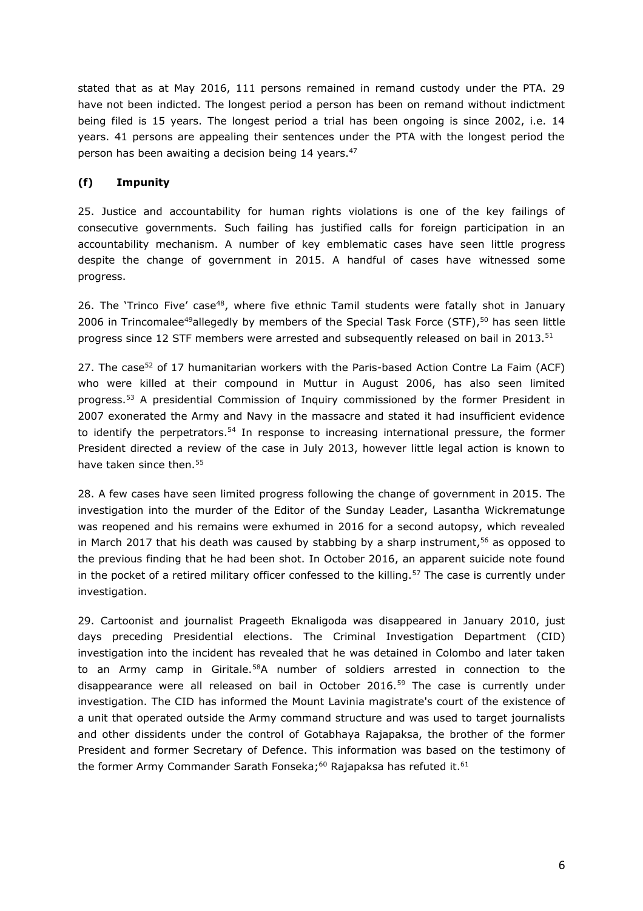stated that as at May 2016, 111 persons remained in remand custody under the PTA. 29 have not been indicted. The longest period a person has been on remand without indictment being filed is 15 years. The longest period a trial has been ongoing is since 2002, i.e. 14 years. 41 persons are appealing their sentences under the PTA with the longest period the person has been awaiting a decision being 14 years.[47]

### (f) Impunity

25. Justice and accountability for human rights violations is one of the key failings of consecutive governments. Such failing has justified calls for foreign participation in an accountability mechanism. A number of key emblematic cases have seen little progress despite the change of government in 2015. A handful of cases have witnessed some progress.

26. The 'Trinco Five' case[48], where five ethnic Tamil students were fatally shot in January 2006 in Trincomalee[49]allegedly by members of the Special Task Force (STF),[50] has seen little progress since 12 STF members were arrested and subsequently released on bail in 2013.[51]

27. The case[52] of 17 humanitarian workers with the Paris-based Action Contre La Faim (ACF) who were killed at their compound in Muttur in August 2006, has also seen limited progress.[53] A presidential Commission of Inquiry commissioned by the former President in 2007 exonerated the Army and Navy in the massacre and stated it had insufficient evidence to identify the perpetrators.[54] In response to increasing international pressure, the former President directed a review of the case in July 2013, however little legal action is known to have taken since then.[55]

28. A few cases have seen limited progress following the change of government in 2015. The investigation into the murder of the Editor of the Sunday Leader, Lasantha Wickrematunge was reopened and his remains were exhumed in 2016 for a second autopsy, which revealed in March 2017 that his death was caused by stabbing by a sharp instrument,[56] as opposed to the previous finding that he had been shot. In October 2016, an apparent suicide note found in the pocket of a retired military officer confessed to the killing.[57] The case is currently under investigation.

29. Cartoonist and journalist Prageeth Eknaligoda was disappeared in January 2010, just days preceding Presidential elections. The Criminal Investigation Department (CID) investigation into the incident has revealed that he was detained in Colombo and later taken to an Army camp in Giritale.[58]A number of soldiers arrested in connection to the disappearance were all released on bail in October 2016.[59] The case is currently under investigation. The CID has informed the Mount Lavinia magistrate's court of the existence of a unit that operated outside the Army command structure and was used to target journalists and other dissidents under the control of Gotabhaya Rajapaksa, the brother of the former President and former Secretary of Defence. This information was based on the testimony of the former Army Commander Sarath Fonseka;[60] Rajapaksa has refuted it.[61]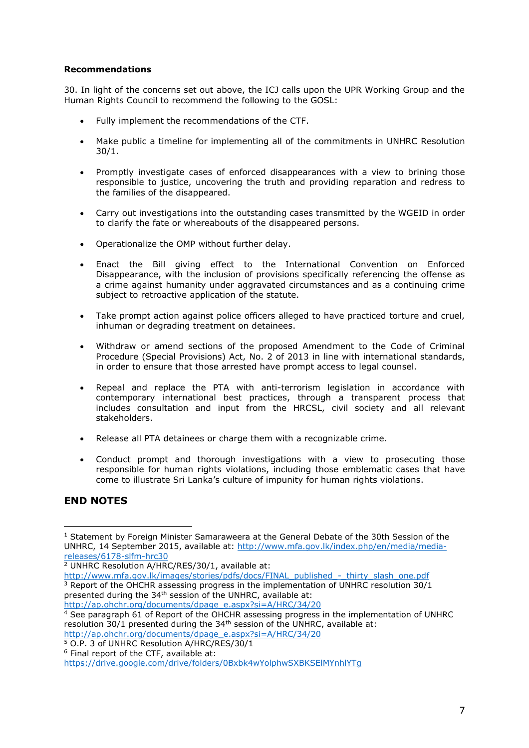**Recommendations**

30. In light of the concerns set out above, the ICJ calls upon the UPR Working Group and the Human Rights Council to recommend the following to the GOSL:

- Fully implement the recommendations of the CTF.
- Make public a timeline for implementing all of the commitments in UNHRC Resolution 30/1.
- Promptly investigate cases of enforced disappearances with a view to brining those responsible to justice, uncovering the truth and providing reparation and redress to the families of the disappeared.
- Carry out investigations into the outstanding cases transmitted by the WGEID in order to clarify the fate or whereabouts of the disappeared persons.
- Operationalize the OMP without further delay.
- Enact the Bill giving effect to the International Convention on Enforced Disappearance, with the inclusion of provisions specifically referencing the offense as a crime against humanity under aggravated circumstances and as a continuing crime subject to retroactive application of the statute.
- Take prompt action against police officers alleged to have practiced torture and cruel, inhuman or degrading treatment on detainees.
- Withdraw or amend sections of the proposed Amendment to the Code of Criminal Procedure (Special Provisions) Act, No. 2 of 2013 in line with international standards, in order to ensure that those arrested have prompt access to legal counsel.
- Repeal and replace the PTA with anti-terrorism legislation in accordance with contemporary international best practices, through a transparent process that includes consultation and input from the HRCSL, civil society and all relevant stakeholders.
- Release all PTA detainees or charge them with a recognizable crime.
- Conduct prompt and thorough investigations with a view to prosecuting those responsible for human rights violations, including those emblematic cases that have come to illustrate Sri Lanka's culture of impunity for human rights violations.

## END NOTES

---

[1] Statement by Foreign Minister Samaraweera at the General Debate of the 30th Session of the UNHRC, 14 September 2015, available at: http://www.mfa.gov.lk/index.php/en/media/media-releases/6178-slfm-hrc30

[2] UNHRC Resolution A/HRC/RES/30/1, available at: http://www.mfa.gov.lk/images/stories/pdfs/docs/FINAL_published_-_thirty_slash_one.pdf

[3] Report of the OHCHR assessing progress in the implementation of UNHRC resolution 30/1 presented during the 34th session of the UNHRC, available at: http://ap.ohchr.org/documents/dpage_e.aspx?si=A/HRC/34/20

[4] See paragraph 61 of Report of the OHCHR assessing progress in the implementation of UNHRC resolution 30/1 presented during the 34th session of the UNHRC, available at: http://ap.ohchr.org/documents/dpage_e.aspx?si=A/HRC/34/20

[5] O.P. 3 of UNHRC Resolution A/HRC/RES/30/1

[6] Final report of the CTF, available at: https://drive.google.com/drive/folders/0Bxbk4wYolphwSXBKSElMYnhlYTg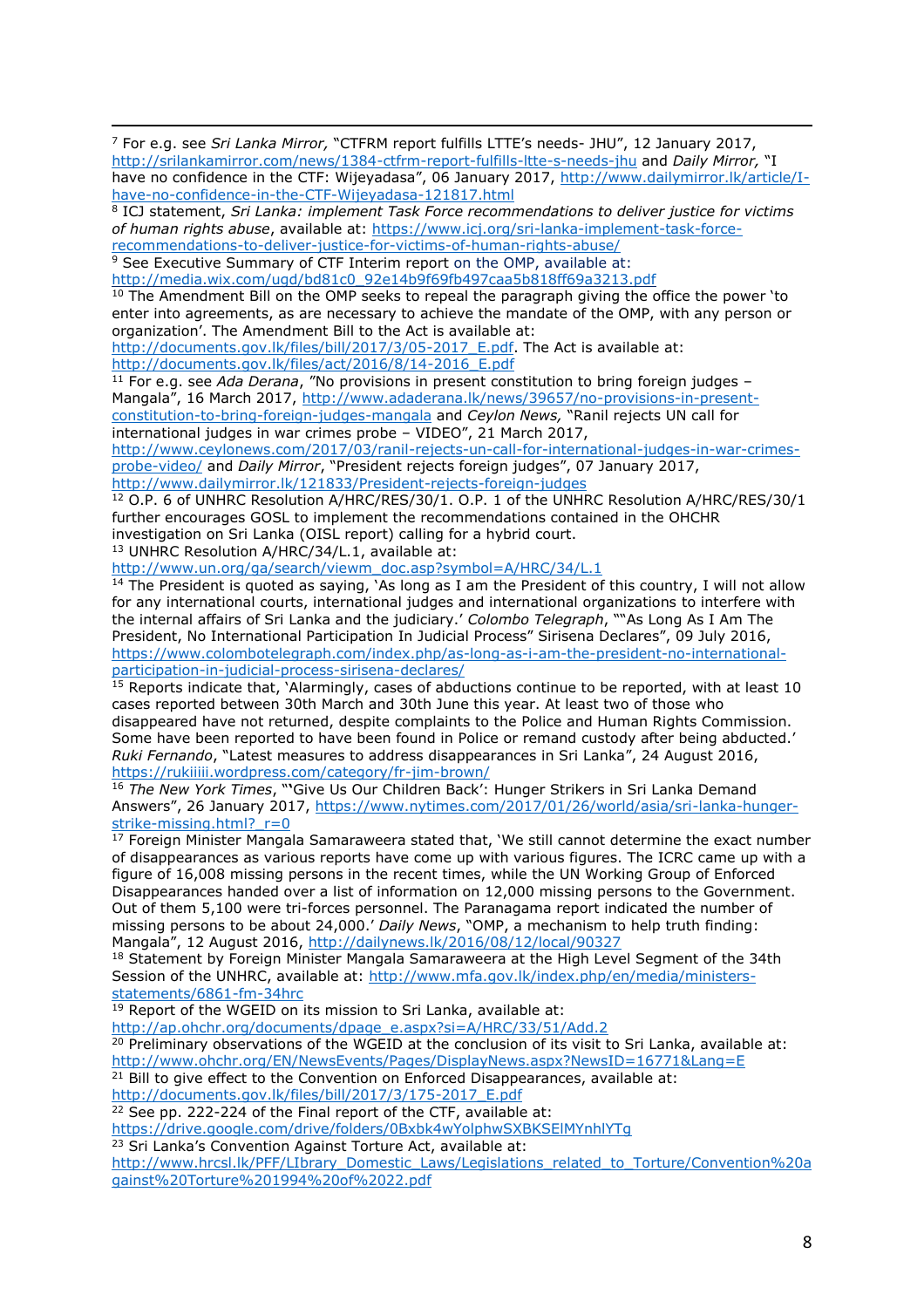[7] For e.g. see *Sri Lanka Mirror,* "CTFRM report fulfills LTTE's needs- JHU", 12 January 2017, http://srilankamirror.com/news/1384-ctfrm-report-fulfills-ltte-s-needs-jhu and *Daily Mirror,* "I have no confidence in the CTF: Wijeyadasa", 06 January 2017, http://www.dailymirror.lk/article/I-have-no-confidence-in-the-CTF-Wijeyadasa-121817.html

[8] ICJ statement, *Sri Lanka: implement Task Force recommendations to deliver justice for victims of human rights abuse*, available at: https://www.icj.org/sri-lanka-implement-task-force-recommendations-to-deliver-justice-for-victims-of-human-rights-abuse/

[9] See Executive Summary of CTF Interim report on the OMP, available at: http://media.wix.com/ugd/bd81c0_92e14b9f69fb497caa5b818ff69a3213.pdf

[10] The Amendment Bill on the OMP seeks to repeal the paragraph giving the office the power 'to enter into agreements, as are necessary to achieve the mandate of the OMP, with any person or organization'. The Amendment Bill to the Act is available at: http://documents.gov.lk/files/bill/2017/3/05-2017_E.pdf. The Act is available at: http://documents.gov.lk/files/act/2016/8/14-2016_E.pdf

[11] For e.g. see *Ada Derana*, "No provisions in present constitution to bring foreign judges – Mangala", 16 March 2017, http://www.adaderana.lk/news/39657/no-provisions-in-present-constitution-to-bring-foreign-judges-mangala and *Ceylon News,* "Ranil rejects UN call for international judges in war crimes probe – VIDEO", 21 March 2017, http://www.ceylonews.com/2017/03/ranil-rejects-un-call-for-international-judges-in-war-crimes-probe-video/ and *Daily Mirror*, "President rejects foreign judges", 07 January 2017, http://www.dailymirror.lk/121833/President-rejects-foreign-judges

[12] O.P. 6 of UNHRC Resolution A/HRC/RES/30/1. O.P. 1 of the UNHRC Resolution A/HRC/RES/30/1 further encourages GOSL to implement the recommendations contained in the OHCHR investigation on Sri Lanka (OISL report) calling for a hybrid court.

[13] UNHRC Resolution A/HRC/34/L.1, available at: http://www.un.org/ga/search/viewm_doc.asp?symbol=A/HRC/34/L.1

[14] The President is quoted as saying, 'As long as I am the President of this country, I will not allow for any international courts, international judges and international organizations to interfere with the internal affairs of Sri Lanka and the judiciary.' *Colombo Telegraph*, ""As Long As I Am The President, No International Participation In Judicial Process" Sirisena Declares", 09 July 2016, https://www.colombotelegraph.com/index.php/as-long-as-i-am-the-president-no-international-participation-in-judicial-process-sirisena-declares/

[15] Reports indicate that, 'Alarmingly, cases of abductions continue to be reported, with at least 10 cases reported between 30th March and 30th June this year. At least two of those who disappeared have not returned, despite complaints to the Police and Human Rights Commission. Some have been reported to have been found in Police or remand custody after being abducted.' *Ruki Fernando*, "Latest measures to address disappearances in Sri Lanka", 24 August 2016, https://rukiiiii.wordpress.com/category/fr-jim-brown/

[16] *The New York Times*, "'Give Us Our Children Back': Hunger Strikers in Sri Lanka Demand Answers", 26 January 2017, https://www.nytimes.com/2017/01/26/world/asia/sri-lanka-hunger-strike-missing.html?_r=0

[17] Foreign Minister Mangala Samaraweera stated that, 'We still cannot determine the exact number of disappearances as various reports have come up with various figures. The ICRC came up with a figure of 16,008 missing persons in the recent times, while the UN Working Group of Enforced Disappearances handed over a list of information on 12,000 missing persons to the Government. Out of them 5,100 were tri-forces personnel. The Paranagama report indicated the number of missing persons to be about 24,000.' *Daily News*, "OMP, a mechanism to help truth finding: Mangala", 12 August 2016, http://dailynews.lk/2016/08/12/local/90327

[18] Statement by Foreign Minister Mangala Samaraweera at the High Level Segment of the 34th Session of the UNHRC, available at: http://www.mfa.gov.lk/index.php/en/media/ministers-statements/6861-fm-34hrc

[19] Report of the WGEID on its mission to Sri Lanka, available at: http://ap.ohchr.org/documents/dpage_e.aspx?si=A/HRC/33/51/Add.2

[20] Preliminary observations of the WGEID at the conclusion of its visit to Sri Lanka, available at: http://www.ohchr.org/EN/NewsEvents/Pages/DisplayNews.aspx?NewsID=16771&Lang=E

[21] Bill to give effect to the Convention on Enforced Disappearances, available at: http://documents.gov.lk/files/bill/2017/3/175-2017_E.pdf

[22] See pp. 222-224 of the Final report of the CTF, available at: https://drive.google.com/drive/folders/0Bxbk4wYolphwSXBKSElMYnhlYTg

[23] Sri Lanka's Convention Against Torture Act, available at: http://www.hrcsl.lk/PFF/LIbrary_Domestic_Laws/Legislations_related_to_Torture/Convention%20against%20Torture%201994%20of%2022.pdf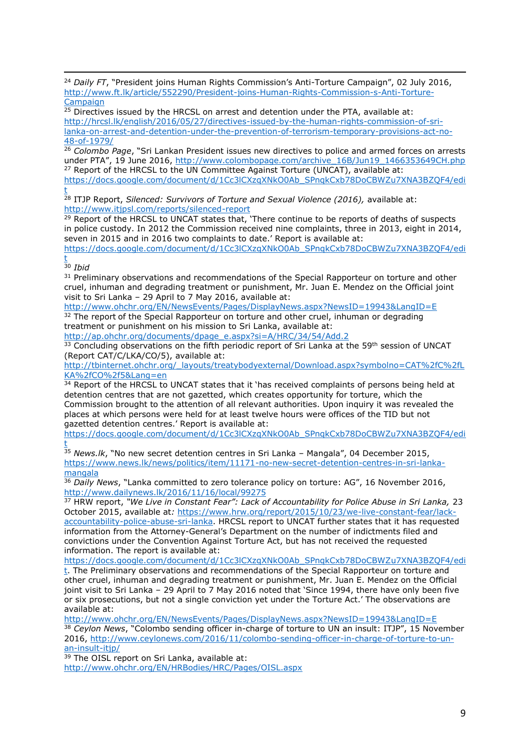[24] *Daily FT*, "President joins Human Rights Commission's Anti-Torture Campaign", 02 July 2016, http://www.ft.lk/article/552290/President-joins-Human-Rights-Commission-s-Anti-Torture-Campaign

[25] Directives issued by the HRCSL on arrest and detention under the PTA, available at: http://hrcsl.lk/english/2016/05/27/directives-issued-by-the-human-rights-commission-of-sri-lanka-on-arrest-and-detention-under-the-prevention-of-terrorism-temporary-provisions-act-no-48-of-1979/

[26] *Colombo Page*, "Sri Lankan President issues new directives to police and armed forces on arrests under PTA", 19 June 2016, http://www.colombopage.com/archive_16B/Jun19_1466353649CH.php

[27] Report of the HRCSL to the UN Committee Against Torture (UNCAT), available at: https://docs.google.com/document/d/1Cc3lCXzqXNkO0Ab_SPnqkCxb78DoCBWZu7XNA3BZQF4/edit

[28] ITJP Report, *Silenced: Survivors of Torture and Sexual Violence (2016),* available at: http://www.itjpsl.com/reports/silenced-report

[29] Report of the HRCSL to UNCAT states that, 'There continue to be reports of deaths of suspects in police custody. In 2012 the Commission received nine complaints, three in 2013, eight in 2014, seven in 2015 and in 2016 two complaints to date.' Report is available at: https://docs.google.com/document/d/1Cc3lCXzqXNkO0Ab_SPnqkCxb78DoCBWZu7XNA3BZQF4/edit

[30] *Ibid*

[31] Preliminary observations and recommendations of the Special Rapporteur on torture and other cruel, inhuman and degrading treatment or punishment, Mr. Juan E. Mendez on the Official joint visit to Sri Lanka – 29 April to 7 May 2016, available at: http://www.ohchr.org/EN/NewsEvents/Pages/DisplayNews.aspx?NewsID=19943&LangID=E

[32] The report of the Special Rapporteur on torture and other cruel, inhuman or degrading treatment or punishment on his mission to Sri Lanka, available at: http://ap.ohchr.org/documents/dpage_e.aspx?si=A/HRC/34/54/Add.2

[33] Concluding observations on the fifth periodic report of Sri Lanka at the 59th session of UNCAT (Report CAT/C/LKA/CO/5), available at: http://tbinternet.ohchr.org/_layouts/treatybodyexternal/Download.aspx?symbolno=CAT%2fC%2fLKA%2fCO%2f5&Lang=en

[34] Report of the HRCSL to UNCAT states that it 'has received complaints of persons being held at detention centres that are not gazetted, which creates opportunity for torture, which the Commission brought to the attention of all relevant authorities. Upon inquiry it was revealed the places at which persons were held for at least twelve hours were offices of the TID but not gazetted detention centres.' Report is available at: https://docs.google.com/document/d/1Cc3lCXzqXNkO0Ab_SPnqkCxb78DoCBWZu7XNA3BZQF4/edit

[35] *News.lk*, "No new secret detention centres in Sri Lanka – Mangala", 04 December 2015, https://www.news.lk/news/politics/item/11171-no-new-secret-detention-centres-in-sri-lanka-mangala

[36] *Daily News*, "Lanka committed to zero tolerance policy on torture: AG", 16 November 2016, http://www.dailynews.lk/2016/11/16/local/99275

[37] HRW report, *"We Live in Constant Fear": Lack of Accountability for Police Abuse in Sri Lanka,* 23 October 2015, available at*:* https://www.hrw.org/report/2015/10/23/we-live-constant-fear/lack-accountability-police-abuse-sri-lanka. HRCSL report to UNCAT further states that it has requested information from the Attorney-General's Department on the number of indictments filed and convictions under the Convention Against Torture Act, but has not received the requested information. The report is available at: https://docs.google.com/document/d/1Cc3lCXzqXNkO0Ab_SPnqkCxb78DoCBWZu7XNA3BZQF4/edit. The Preliminary observations and recommendations of the Special Rapporteur on torture and other cruel, inhuman and degrading treatment or punishment, Mr. Juan E. Mendez on the Official joint visit to Sri Lanka – 29 April to 7 May 2016 noted that 'Since 1994, there have only been five or six prosecutions, but not a single conviction yet under the Torture Act.' The observations are available at: http://www.ohchr.org/EN/NewsEvents/Pages/DisplayNews.aspx?NewsID=19943&LangID=E

[38] *Ceylon News*, "Colombo sending officer in-charge of torture to UN an insult: ITJP", 15 November 2016, http://www.ceylonews.com/2016/11/colombo-sending-officer-in-charge-of-torture-to-un-an-insult-itjp/

[39] The OISL report on Sri Lanka, available at: http://www.ohchr.org/EN/HRBodies/HRC/Pages/OISL.aspx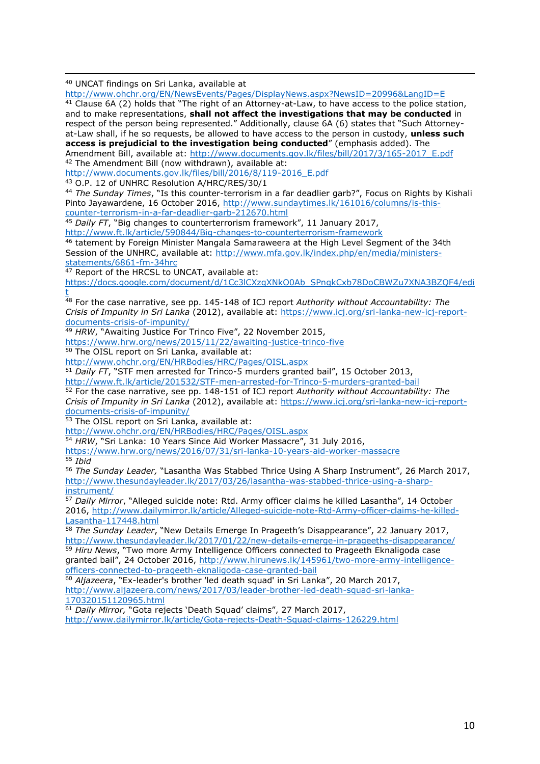[40] UNCAT findings on Sri Lanka, available at http://www.ohchr.org/EN/NewsEvents/Pages/DisplayNews.aspx?NewsID=20996&LangID=E

[41] Clause 6A (2) holds that "The right of an Attorney-at-Law, to have access to the police station, and to make representations, **shall not affect the investigations that may be conducted** in respect of the person being represented." Additionally, clause 6A (6) states that "Such Attorney-at-Law shall, if he so requests, be allowed to have access to the person in custody, **unless such access is prejudicial to the investigation being conducted**" (emphasis added). The Amendment Bill, available at: http://www.documents.gov.lk/files/bill/2017/3/165-2017_E.pdf

[42] The Amendment Bill (now withdrawn), available at: http://www.documents.gov.lk/files/bill/2016/8/119-2016_E.pdf

[43] O.P. 12 of UNHRC Resolution A/HRC/RES/30/1

[44] *The Sunday Times*, "Is this counter-terrorism in a far deadlier garb?", Focus on Rights by Kishali Pinto Jayawardene, 16 October 2016, http://www.sundaytimes.lk/161016/columns/is-this-counter-terrorism-in-a-far-deadlier-garb-212670.html

[45] *Daily FT*, "Big changes to counterterrorism framework", 11 January 2017, http://www.ft.lk/article/590844/Big-changes-to-counterterrorism-framework

[46] tatement by Foreign Minister Mangala Samaraweera at the High Level Segment of the 34th Session of the UNHRC, available at: http://www.mfa.gov.lk/index.php/en/media/ministers-statements/6861-fm-34hrc

[47] Report of the HRCSL to UNCAT, available at: https://docs.google.com/document/d/1Cc3lCXzqXNkO0Ab_SPnqkCxb78DoCBWZu7XNA3BZQF4/edit

[48] For the case narrative, see pp. 145-148 of ICJ report *Authority without Accountability: The Crisis of Impunity in Sri Lanka* (2012), available at: https://www.icj.org/sri-lanka-new-icj-report-documents-crisis-of-impunity/

[49] *HRW*, "Awaiting Justice For Trinco Five", 22 November 2015, https://www.hrw.org/news/2015/11/22/awaiting-justice-trinco-five

[50] The OISL report on Sri Lanka, available at: http://www.ohchr.org/EN/HRBodies/HRC/Pages/OISL.aspx

[51] *Daily FT*, "STF men arrested for Trinco-5 murders granted bail", 15 October 2013, http://www.ft.lk/article/201532/STF-men-arrested-for-Trinco-5-murders-granted-bail

[52] For the case narrative, see pp. 148-151 of ICJ report *Authority without Accountability: The Crisis of Impunity in Sri Lanka* (2012), available at: https://www.icj.org/sri-lanka-new-icj-report-documents-crisis-of-impunity/

[53] The OISL report on Sri Lanka, available at: http://www.ohchr.org/EN/HRBodies/HRC/Pages/OISL.aspx

[54] *HRW*, "Sri Lanka: 10 Years Since Aid Worker Massacre", 31 July 2016, https://www.hrw.org/news/2016/07/31/sri-lanka-10-years-aid-worker-massacre

[55] *Ibid*

[56] *The Sunday Leader*, "Lasantha Was Stabbed Thrice Using A Sharp Instrument", 26 March 2017, http://www.thesundayleader.lk/2017/03/26/lasantha-was-stabbed-thrice-using-a-sharp-instrument/

[57] *Daily Mirror*, "Alleged suicide note: Rtd. Army officer claims he killed Lasantha", 14 October 2016, http://www.dailymirror.lk/article/Alleged-suicide-note-Rtd-Army-officer-claims-he-killed-Lasantha-117448.html

[58] *The Sunday Leader*, "New Details Emerge In Prageeth's Disappearance", 22 January 2017, http://www.thesundayleader.lk/2017/01/22/new-details-emerge-in-prageeths-disappearance/

[59] *Hiru News*, "Two more Army Intelligence Officers connected to Prageeth Eknaligoda case granted bail", 24 October 2016, http://www.hirunews.lk/145961/two-more-army-intelligence-officers-connected-to-prageeth-eknaligoda-case-granted-bail

[60] *Aljazeera*, "Ex-leader's brother 'led death squad' in Sri Lanka", 20 March 2017, http://www.aljazeera.com/news/2017/03/leader-brother-led-death-squad-sri-lanka-170320151120965.html

[61] *Daily Mirror*, "Gota rejects 'Death Squad' claims", 27 March 2017, http://www.dailymirror.lk/article/Gota-rejects-Death-Squad-claims-126229.html